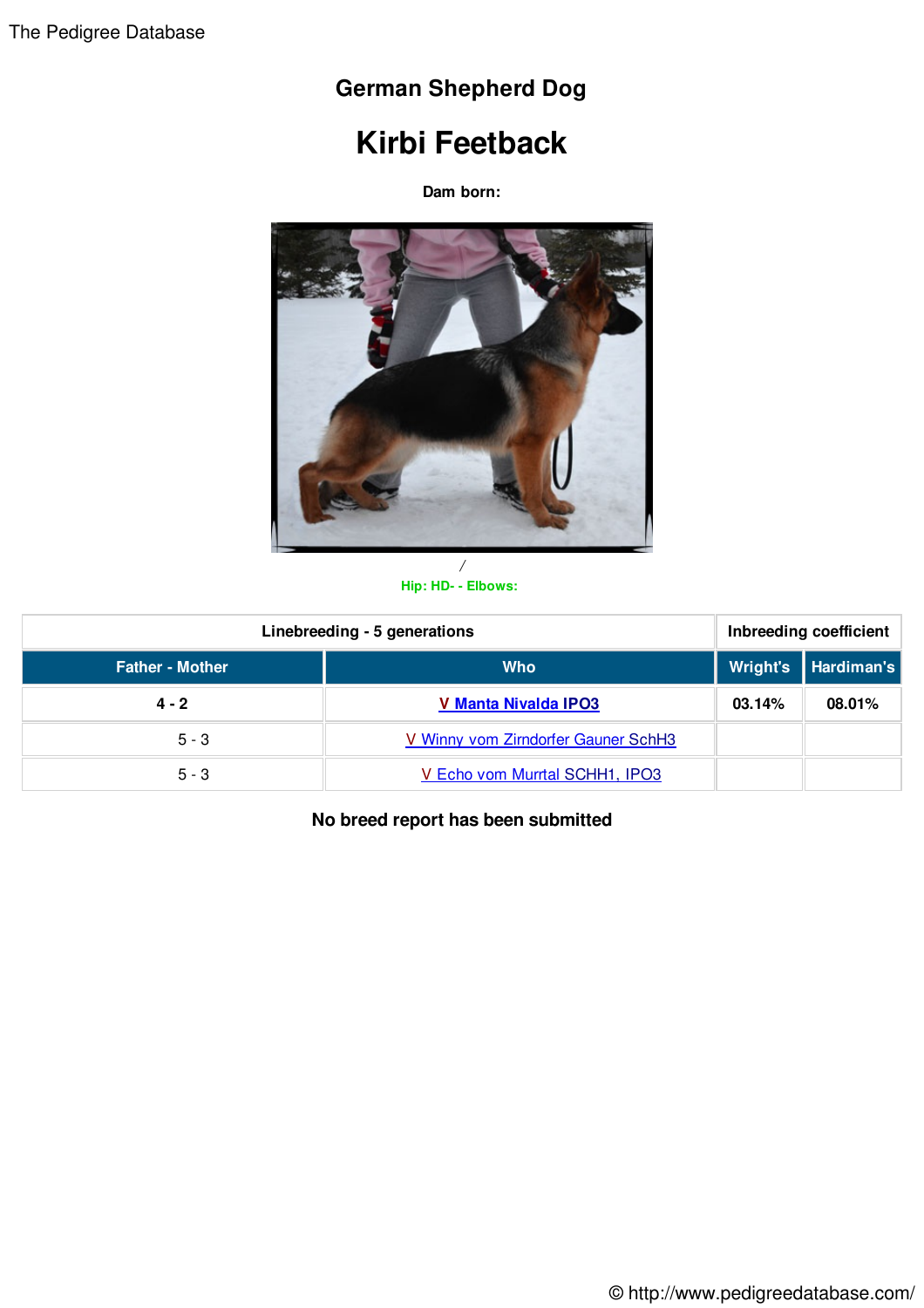# German Shepherd Dog

## Kirbi Feetback

**Dam born:**

/

**Hip: HD- - Elbows:**

| Linebreeding - 5 generations | | Inbreeding coefficient | |
|---|---|---|---|
| **Father - Mother** | **Who** | **Wright's** | **Hardiman's** |
| **4 - 2** | **V Manta Nivalda IPO3** | **03.14%** | **08.01%** |
| 5 - 3 | V Winny vom Zirndorfer Gauner SchH3 | | |
| 5 - 3 | V Echo vom Murrtal SCHH1, IPO3 | | |

**No breed report has been submitted**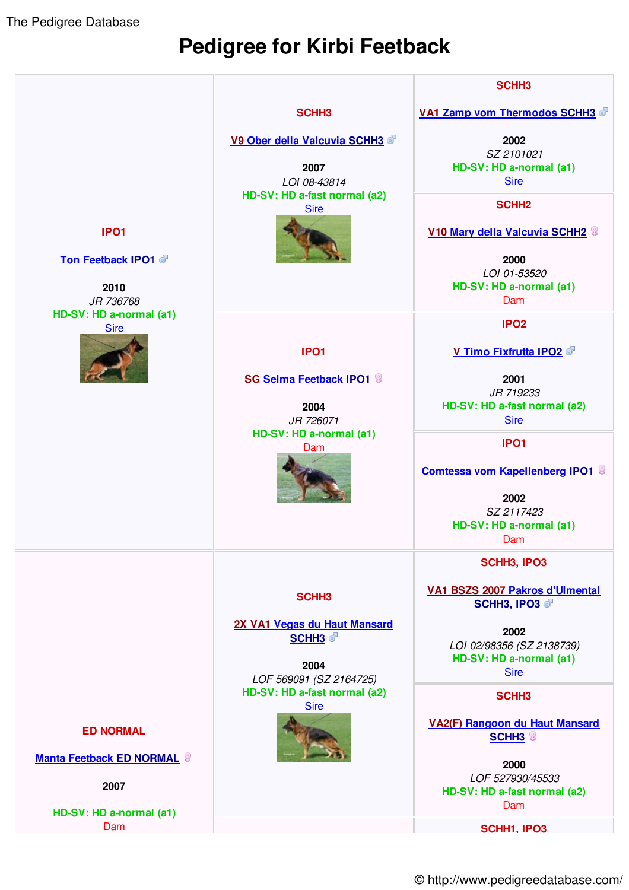The Pedigree Database

# Pedigree for Kirbi Feetback

| | | |
|---|---|---|
| IPO1<br><br>Ton Feetback IPO1 ♂<br><br>2010<br>*JR 736768*<br>HD-SV: HD a-normal (a1)<br>Sire | SCHH3<br><br>V9 Ober della Valcuvia SCHH3 ♂<br><br>2007<br>*LOI 08-43814*<br>HD-SV: HD a-fast normal (a2)<br>Sire | SCHH3<br><br>VA1 Zamp vom Thermodos SCHH3 ♂<br><br>2002<br>*SZ 2101021*<br>HD-SV: HD a-normal (a1)<br>Sire |
| | | SCHH2<br><br>V10 Mary della Valcuvia SCHH2 ♀<br><br>2000<br>*LOI 01-53520*<br>HD-SV: HD a-normal (a1)<br>Dam |
| | IPO1<br><br>SG Selma Feetback IPO1 ♀<br><br>2004<br>*JR 726071*<br>HD-SV: HD a-normal (a1)<br>Dam | IPO2<br><br>V Timo Fixfrutta IPO2 ♂<br><br>2001<br>*JR 719233*<br>HD-SV: HD a-fast normal (a2)<br>Sire |
| | | IPO1<br><br>Comtessa vom Kapellenberg IPO1 ♀<br><br>2002<br>*SZ 2117423*<br>HD-SV: HD a-normal (a1)<br>Dam |
| ED NORMAL<br><br>Manta Feetback ED NORMAL ♀<br><br>2007<br><br>HD-SV: HD a-normal (a1)<br>Dam | SCHH3<br><br>2X VA1 Vegas du Haut Mansard SCHH3 ♂<br><br>2004<br>*LOF 569091 (SZ 2164725)*<br>HD-SV: HD a-fast normal (a2)<br>Sire | SCHH3, IPO3<br><br>VA1 BSZS 2007 Pakros d'Ulmental SCHH3, IPO3 ♂<br><br>2002<br>*LOI 02/98356 (SZ 2138739)*<br>HD-SV: HD a-normal (a1)<br>Sire |
| | | SCHH3<br><br>VA2(F) Rangoon du Haut Mansard SCHH3 ♀<br><br>2000<br>*LOF 527930/45533*<br>HD-SV: HD a-fast normal (a2)<br>Dam |
| | | SCHH1, IPO3 |

© http://www.pedigreedatabase.com/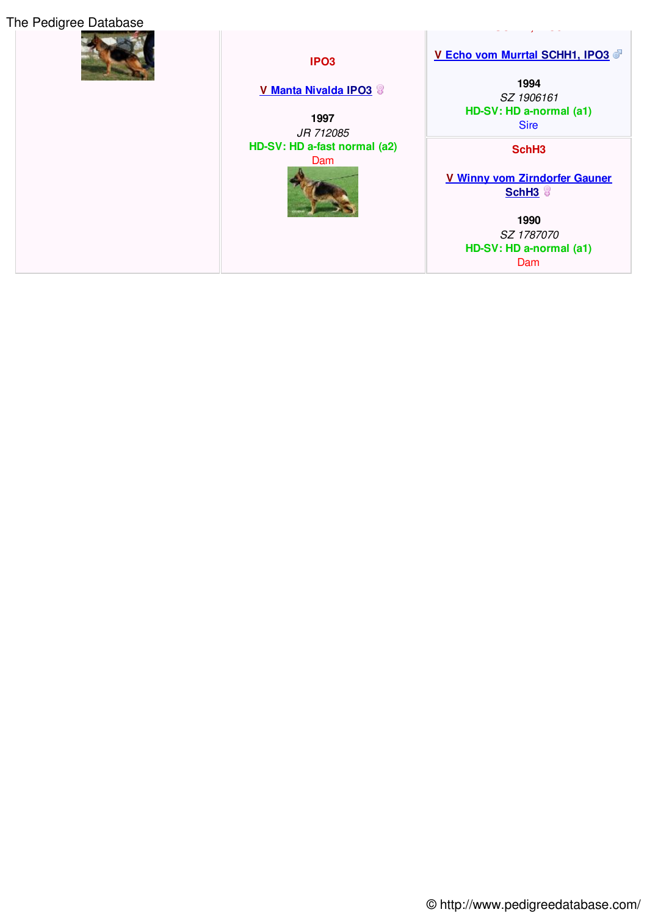| | | |
|---|---|---|
| | IPO3<br><br>V Manta Nivalda IPO3 ♀<br><br>1997<br>*JR 712085*<br>HD-SV: HD a-fast normal (a2)<br>Dam | V Echo vom Murrtal SCHH1, IPO3 ♂<br><br>1994<br>*SZ 1906161*<br>HD-SV: HD a-normal (a1)<br>Sire |
| | | SchH3<br><br>V Winny vom Zirndorfer Gauner SchH3 ♀<br><br>1990<br>*SZ 1787070*<br>HD-SV: HD a-normal (a1)<br>Dam |